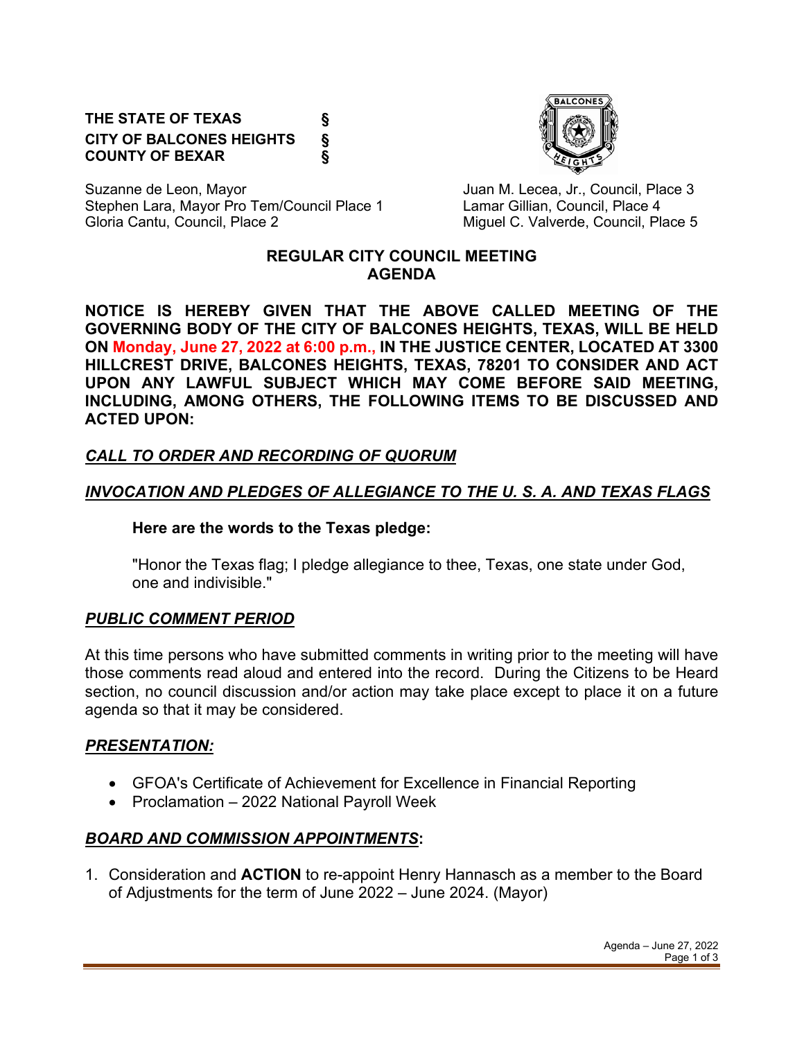**THE STATE OF TEXAS §**
**CITY OF BALCONES HEIGHTS §**
**COUNTY OF BEXAR §**

Suzanne de Leon, Mayor
Stephen Lara, Mayor Pro Tem/Council Place 1
Gloria Cantu, Council, Place 2
Juan M. Lecea, Jr., Council, Place 3
Lamar Gillian, Council, Place 4
Miguel C. Valverde, Council, Place 5

## REGULAR CITY COUNCIL MEETING AGENDA

**NOTICE IS HEREBY GIVEN THAT THE ABOVE CALLED MEETING OF THE GOVERNING BODY OF THE CITY OF BALCONES HEIGHTS, TEXAS, WILL BE HELD ON Monday, June 27, 2022 at 6:00 p.m., IN THE JUSTICE CENTER, LOCATED AT 3300 HILLCREST DRIVE, BALCONES HEIGHTS, TEXAS, 78201 TO CONSIDER AND ACT UPON ANY LAWFUL SUBJECT WHICH MAY COME BEFORE SAID MEETING, INCLUDING, AMONG OTHERS, THE FOLLOWING ITEMS TO BE DISCUSSED AND ACTED UPON:**

***CALL TO ORDER AND RECORDING OF QUORUM***

***INVOCATION AND PLEDGES OF ALLEGIANCE TO THE U. S. A. AND TEXAS FLAGS***

**Here are the words to the Texas pledge:**

"Honor the Texas flag; I pledge allegiance to thee, Texas, one state under God, one and indivisible."

***PUBLIC COMMENT PERIOD***

At this time persons who have submitted comments in writing prior to the meeting will have those comments read aloud and entered into the record. During the Citizens to be Heard section, no council discussion and/or action may take place except to place it on a future agenda so that it may be considered.

***PRESENTATION:***

- GFOA's Certificate of Achievement for Excellence in Financial Reporting
- Proclamation – 2022 National Payroll Week

***BOARD AND COMMISSION APPOINTMENTS*:**

1. Consideration and **ACTION** to re-appoint Henry Hannasch as a member to the Board of Adjustments for the term of June 2022 – June 2024. (Mayor)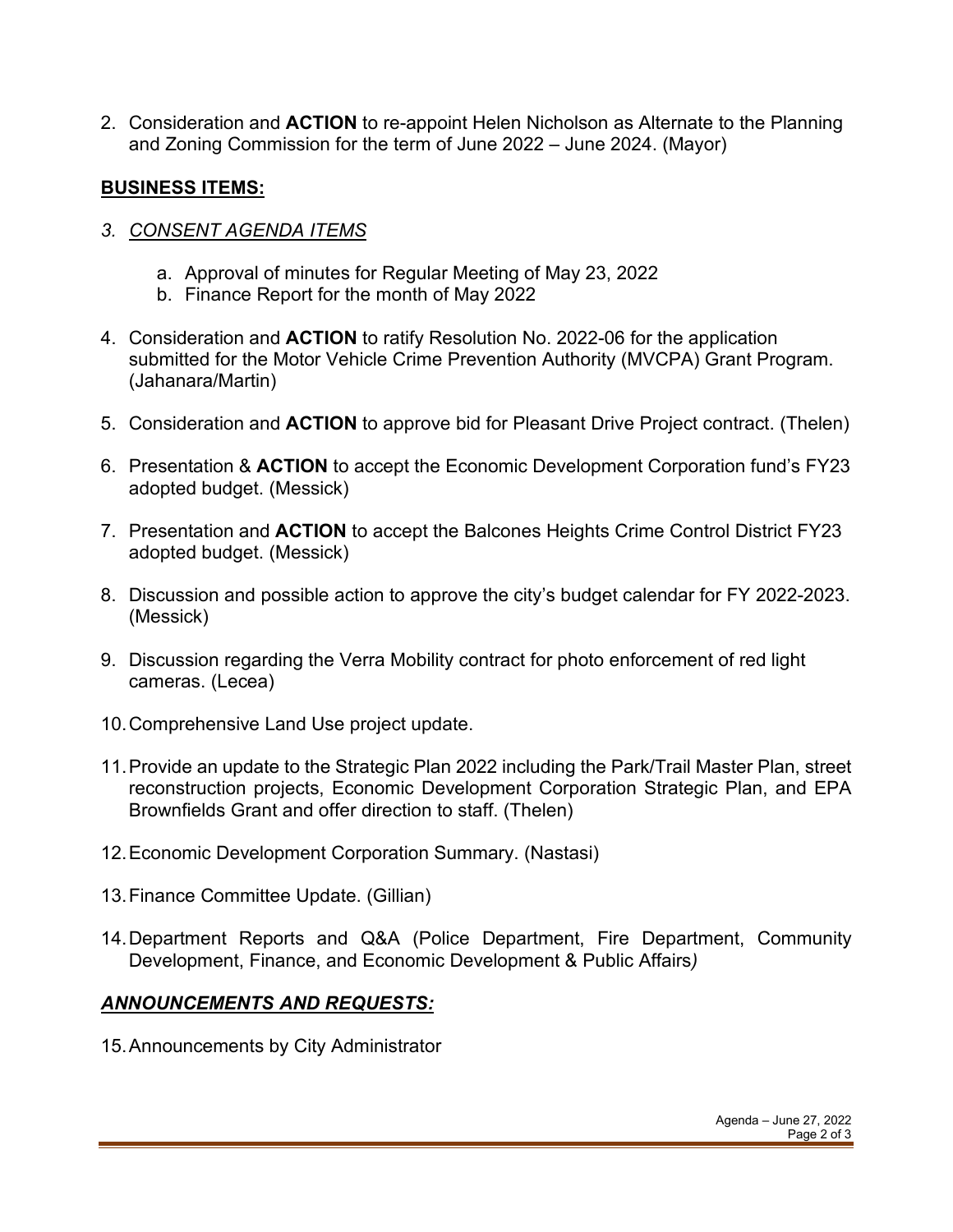2. Consideration and **ACTION** to re-appoint Helen Nicholson as Alternate to the Planning and Zoning Commission for the term of June 2022 – June 2024. (Mayor)

**<u>BUSINESS ITEMS:</u>**

3. *<u>CONSENT AGENDA ITEMS</u>*

    a. Approval of minutes for Regular Meeting of May 23, 2022
    b. Finance Report for the month of May 2022

4. Consideration and **ACTION** to ratify Resolution No. 2022-06 for the application submitted for the Motor Vehicle Crime Prevention Authority (MVCPA) Grant Program. (Jahanara/Martin)

5. Consideration and **ACTION** to approve bid for Pleasant Drive Project contract. (Thelen)

6. Presentation & **ACTION** to accept the Economic Development Corporation fund's FY23 adopted budget. (Messick)

7. Presentation and **ACTION** to accept the Balcones Heights Crime Control District FY23 adopted budget. (Messick)

8. Discussion and possible action to approve the city's budget calendar for FY 2022-2023. (Messick)

9. Discussion regarding the Verra Mobility contract for photo enforcement of red light cameras. (Lecea)

10. Comprehensive Land Use project update.

11. Provide an update to the Strategic Plan 2022 including the Park/Trail Master Plan, street reconstruction projects, Economic Development Corporation Strategic Plan, and EPA Brownfields Grant and offer direction to staff. (Thelen)

12. Economic Development Corporation Summary. (Nastasi)

13. Finance Committee Update. (Gillian)

14. Department Reports and Q&A (Police Department, Fire Department, Community Development, Finance, and Economic Development & Public Affairs*)*

***<u>ANNOUNCEMENTS AND REQUESTS:</u>***

15. Announcements by City Administrator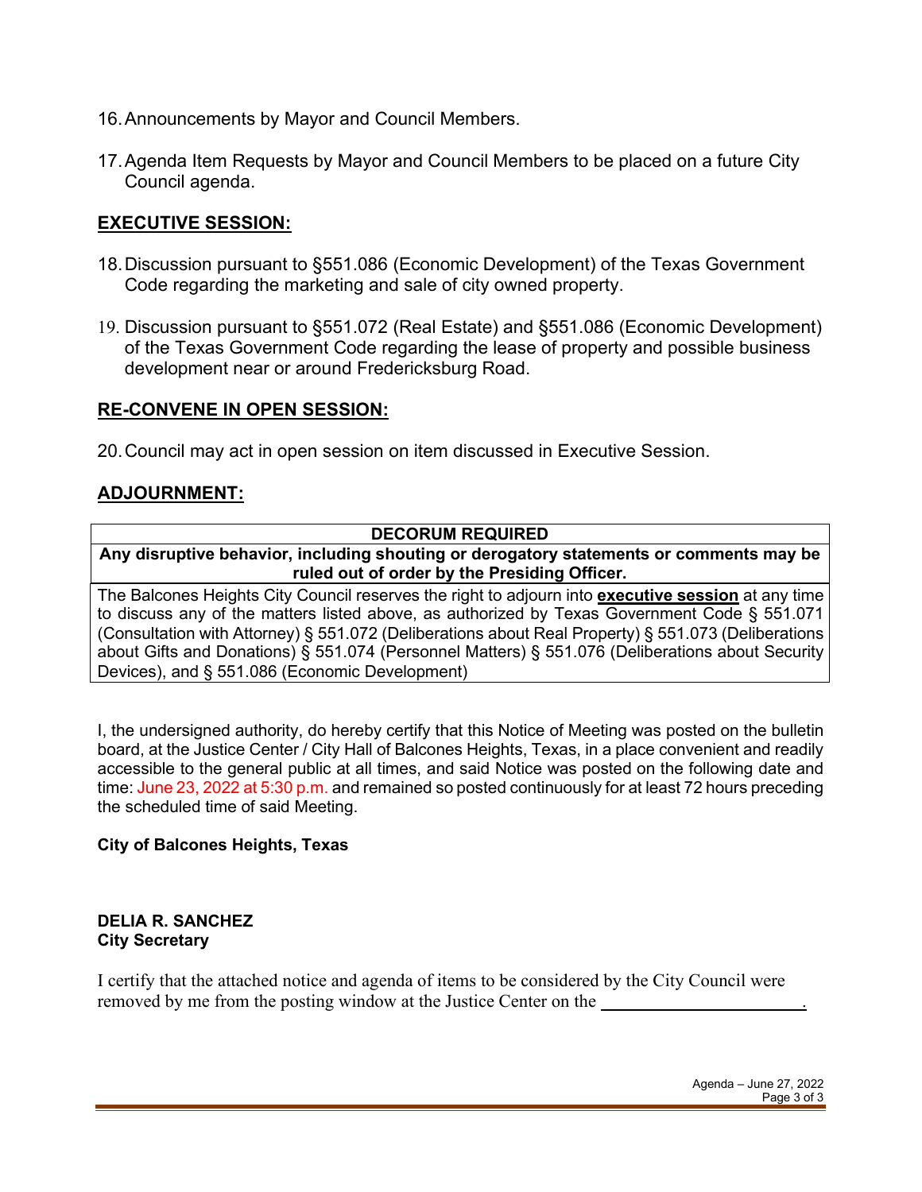16. Announcements by Mayor and Council Members.

17. Agenda Item Requests by Mayor and Council Members to be placed on a future City Council agenda.

## EXECUTIVE SESSION:

18. Discussion pursuant to §551.086 (Economic Development) of the Texas Government Code regarding the marketing and sale of city owned property.

19. Discussion pursuant to §551.072 (Real Estate) and §551.086 (Economic Development) of the Texas Government Code regarding the lease of property and possible business development near or around Fredericksburg Road.

## RE-CONVENE IN OPEN SESSION:

20. Council may act in open session on item discussed in Executive Session.

## ADJOURNMENT:

| **DECORUM REQUIRED** |
| --- |
| **Any disruptive behavior, including shouting or derogatory statements or comments may be ruled out of order by the Presiding Officer.** |
| The Balcones Heights City Council reserves the right to adjourn into **executive session** at any time to discuss any of the matters listed above, as authorized by Texas Government Code § 551.071 (Consultation with Attorney) § 551.072 (Deliberations about Real Property) § 551.073 (Deliberations about Gifts and Donations) § 551.074 (Personnel Matters) § 551.076 (Deliberations about Security Devices), and § 551.086 (Economic Development) |

I, the undersigned authority, do hereby certify that this Notice of Meeting was posted on the bulletin board, at the Justice Center / City Hall of Balcones Heights, Texas, in a place convenient and readily accessible to the general public at all times, and said Notice was posted on the following date and time: June 23, 2022 at 5:30 p.m. and remained so posted continuously for at least 72 hours preceding the scheduled time of said Meeting.

**City of Balcones Heights, Texas**

**DELIA R. SANCHEZ**
**City Secretary**

I certify that the attached notice and agenda of items to be considered by the City Council were removed by me from the posting window at the Justice Center on the ______________________.